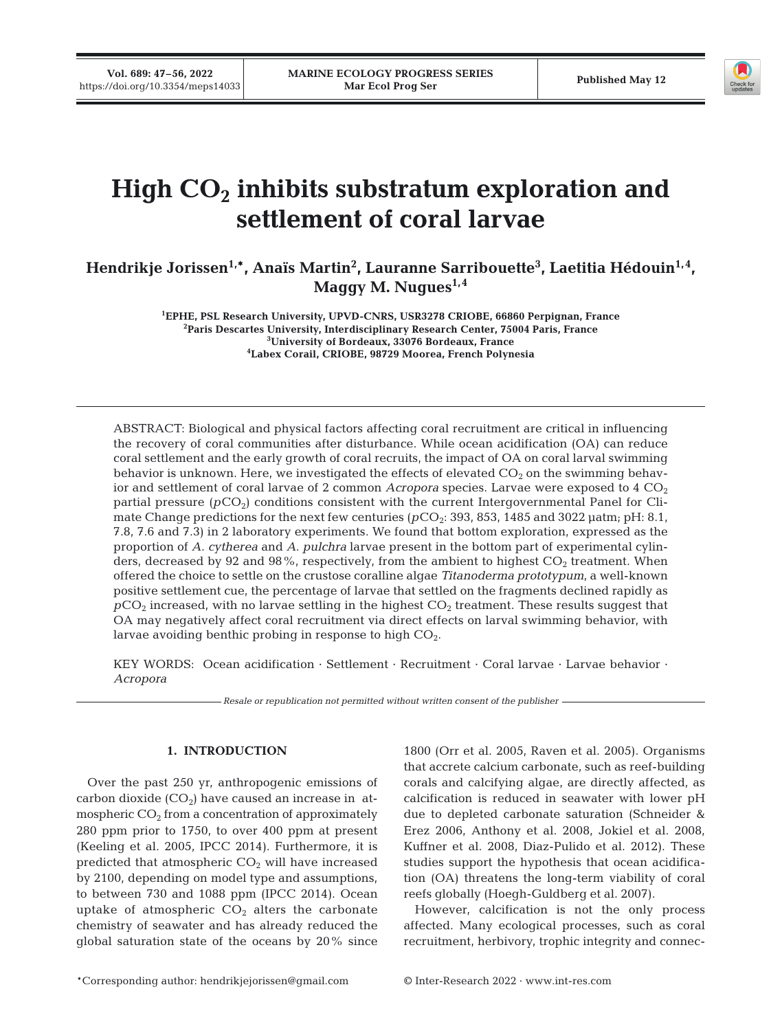# High $CO_2$ inhibits substratum exploration and settlement of coral larvae

**Hendrikje Jorissen[1,*], Anaïs Martin[2], Lauranne Sarribouette[3], Laetitia Hédouin[1,4], Maggy M. Nugues[1,4]**

[1]EPHE, PSL Research University, UPVD-CNRS, USR3278 CRIOBE, 66860 Perpignan, France
[2]Paris Descartes University, Interdisciplinary Research Center, 75004 Paris, France
[3]University of Bordeaux, 33076 Bordeaux, France
[4]Labex Corail, CRIOBE, 98729 Moorea, French Polynesia

ABSTRACT: Biological and physical factors affecting coral recruitment are critical in influencing the recovery of coral communities after disturbance. While ocean acidification (OA) can reduce coral settlement and the early growth of coral recruits, the impact of OA on coral larval swimming behavior is unknown. Here, we investigated the effects of elevated $CO_2$ on the swimming behavior and settlement of coral larvae of 2 common *Acropora* species. Larvae were exposed to 4 $CO_2$ partial pressure ($pCO_2$) conditions consistent with the current Intergovernmental Panel for Climate Change predictions for the next few centuries ($pCO_2$: 393, 853, 1485 and 3022 µatm; pH: 8.1, 7.8, 7.6 and 7.3) in 2 laboratory experiments. We found that bottom exploration, expressed as the proportion of *A. cytherea* and *A. pulchra* larvae present in the bottom part of experimental cylinders, decreased by 92 and 98%, respectively, from the ambient to highest $CO_2$ treatment. When offered the choice to settle on the crustose coralline algae *Titanoderma prototypum*, a well-known positive settlement cue, the percentage of larvae that settled on the fragments declined rapidly as $pCO_2$ increased, with no larvae settling in the highest $CO_2$ treatment. These results suggest that OA may negatively affect coral recruitment via direct effects on larval swimming behavior, with larvae avoiding benthic probing in response to high $CO_2$.

KEY WORDS: Ocean acidification · Settlement · Recruitment · Coral larvae · Larvae behavior · *Acropora*

*Resale or republication not permitted without written consent of the publisher*

## 1. INTRODUCTION

Over the past 250 yr, anthropogenic emissions of carbon dioxide ($CO_2$) have caused an increase in atmospheric $CO_2$ from a concentration of approximately 280 ppm prior to 1750, to over 400 ppm at present (Keeling et al. 2005, IPCC 2014). Furthermore, it is predicted that atmospheric $CO_2$ will have increased by 2100, depending on model type and assumptions, to between 730 and 1088 ppm (IPCC 2014). Ocean uptake of atmospheric $CO_2$ alters the carbonate chemistry of seawater and has already reduced the global saturation state of the oceans by 20% since 1800 (Orr et al. 2005, Raven et al. 2005). Organisms that accrete calcium carbonate, such as reef-building corals and calcifying algae, are directly affected, as calcification is reduced in seawater with lower pH due to depleted carbonate saturation (Schneider & Erez 2006, Anthony et al. 2008, Jokiel et al. 2008, Kuffner et al. 2008, Diaz-Pulido et al. 2012). These studies support the hypothesis that ocean acidification (OA) threatens the long-term viability of coral reefs globally (Hoegh-Guldberg et al. 2007).

However, calcification is not the only process affected. Many ecological processes, such as coral recruitment, herbivory, trophic integrity and connec-

*Corresponding author: hendrikjejorissen@gmail.com

© Inter-Research 2022 · www.int-res.com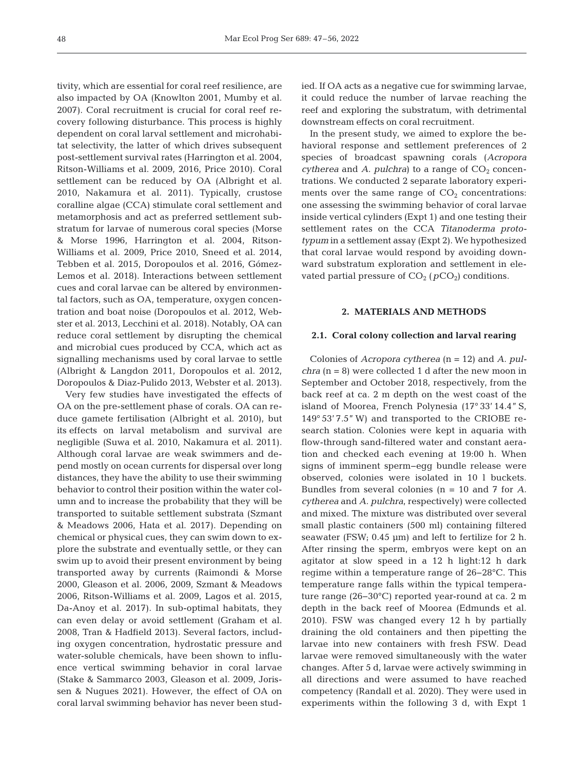tivity, which are essential for coral reef resilience, are also impacted by OA (Knowlton 2001, Mumby et al. 2007). Coral recruitment is crucial for coral reef recovery following disturbance. This process is highly dependent on coral larval settlement and microhabitat selectivity, the latter of which drives subsequent post-settlement survival rates (Harrington et al. 2004, Ritson-Williams et al. 2009, 2016, Price 2010). Coral settlement can be reduced by OA (Albright et al. 2010, Nakamura et al. 2011). Typically, crustose coralline algae (CCA) stimulate coral settlement and metamorphosis and act as preferred settlement substratum for larvae of numerous coral species (Morse & Morse 1996, Harrington et al. 2004, Ritson-Williams et al. 2009, Price 2010, Sneed et al. 2014, Tebben et al. 2015, Doropoulos et al. 2016, Gómez-Lemos et al. 2018). Interactions between settlement cues and coral larvae can be altered by environmental factors, such as OA, temperature, oxygen concentration and boat noise (Doropoulos et al. 2012, Webster et al. 2013, Lecchini et al. 2018). Notably, OA can reduce coral settlement by disrupting the chemical and microbial cues produced by CCA, which act as signalling mechanisms used by coral larvae to settle (Albright & Langdon 2011, Doropoulos et al. 2012, Doropoulos & Diaz-Pulido 2013, Webster et al. 2013).

Very few studies have investigated the effects of OA on the pre-settlement phase of corals. OA can reduce gamete fertilisation (Albright et al. 2010), but its effects on larval metabolism and survival are negligible (Suwa et al. 2010, Nakamura et al. 2011). Although coral larvae are weak swimmers and depend mostly on ocean currents for dispersal over long distances, they have the ability to use their swimming behavior to control their position within the water column and to increase the probability that they will be transported to suitable settlement substrata (Szmant & Meadows 2006, Hata et al. 2017). Depending on chemical or physical cues, they can swim down to explore the substrate and eventually settle, or they can swim up to avoid their present environment by being transported away by currents (Raimondi & Morse 2000, Gleason et al. 2006, 2009, Szmant & Meadows 2006, Ritson-Williams et al. 2009, Lagos et al. 2015, Da-Anoy et al. 2017). In sub-optimal habitats, they can even delay or avoid settlement (Graham et al. 2008, Tran & Hadfield 2013). Several factors, including oxygen concentration, hydrostatic pressure and water-soluble chemicals, have been shown to influence vertical swimming behavior in coral larvae (Stake & Sammarco 2003, Gleason et al. 2009, Jorissen & Nugues 2021). However, the effect of OA on coral larval swimming behavior has never been studied. If OA acts as a negative cue for swimming larvae, it could reduce the number of larvae reaching the reef and exploring the substratum, with detrimental downstream effects on coral recruitment.

In the present study, we aimed to explore the behavioral response and settlement preferences of 2 species of broadcast spawning corals (*Acropora cytherea* and *A. pulchra*) to a range of $CO_2$ concentrations. We conducted 2 separate laboratory experiments over the same range of $CO_2$ concentrations: one assessing the swimming behavior of coral larvae inside vertical cylinders (Expt 1) and one testing their settlement rates on the CCA *Titanoderma prototypum* in a settlement assay (Expt 2). We hypothesized that coral larvae would respond by avoiding downward substratum exploration and settlement in elevated partial pressure of $CO_2$ ($pCO_2$) conditions.

## 2. MATERIALS AND METHODS

### 2.1. Coral colony collection and larval rearing

Colonies of *Acropora cytherea* (n = 12) and *A. pulchra* (n = 8) were collected 1 d after the new moon in September and October 2018, respectively, from the back reef at ca. 2 m depth on the west coast of the island of Moorea, French Polynesia (17° 33′ 14.4″ S, 149° 53′ 7.5″ W) and transported to the CRIOBE research station. Colonies were kept in aquaria with flow-through sand-filtered water and constant aeration and checked each evening at 19:00 h. When signs of imminent sperm–egg bundle release were observed, colonies were isolated in 10 l buckets. Bundles from several colonies (n = 10 and 7 for *A. cytherea* and *A. pulchra*, respectively) were collected and mixed. The mixture was distributed over several small plastic containers (500 ml) containing filtered seawater (FSW; 0.45 µm) and left to fertilize for 2 h. After rinsing the sperm, embryos were kept on an agitator at slow speed in a 12 h light:12 h dark regime within a temperature range of 26–28°C. This temperature range falls within the typical temperature range (26–30°C) reported year-round at ca. 2 m depth in the back reef of Moorea (Edmunds et al. 2010). FSW was changed every 12 h by partially draining the old containers and then pipetting the larvae into new containers with fresh FSW. Dead larvae were removed simultaneously with the water changes. After 5 d, larvae were actively swimming in all directions and were assumed to have reached competency (Randall et al. 2020). They were used in experiments within the following 3 d, with Expt 1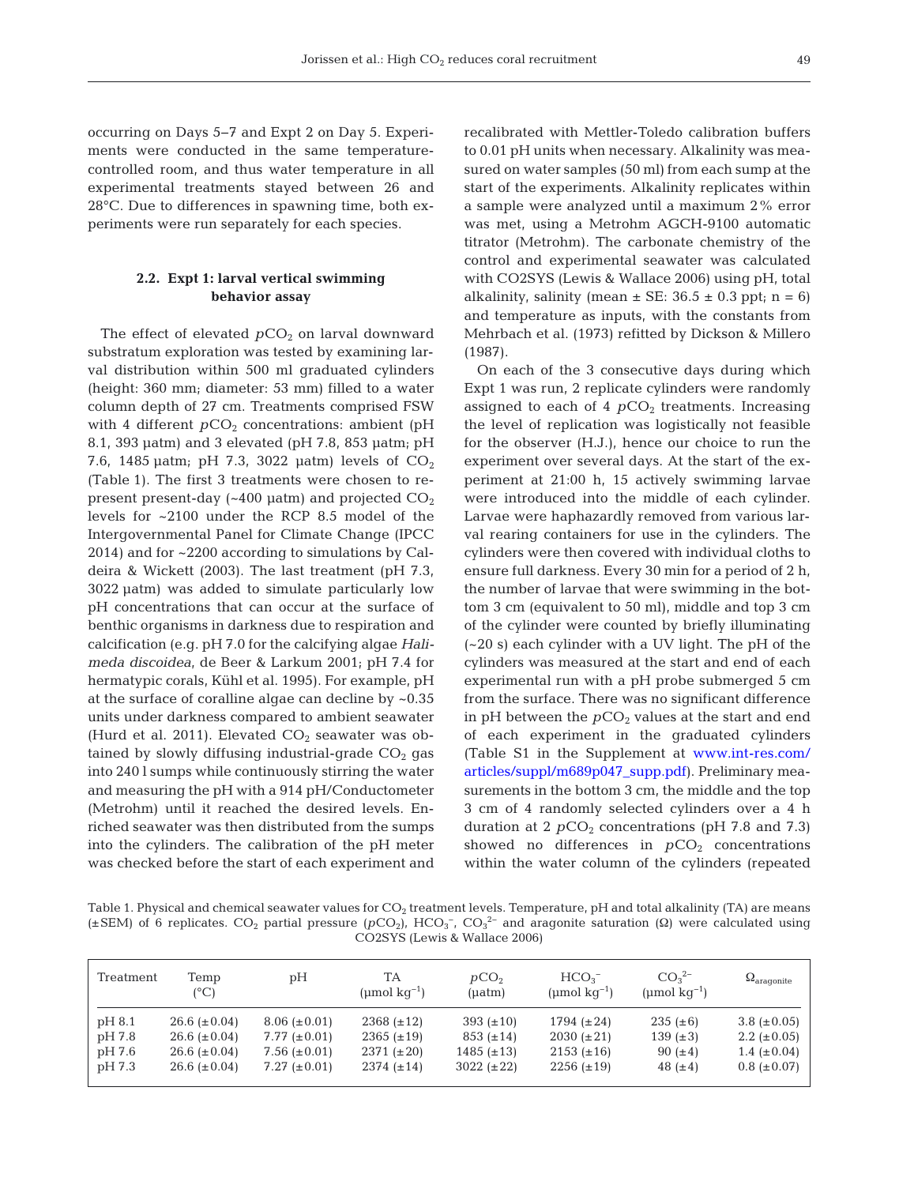occurring on Days 5–7 and Expt 2 on Day 5. Experiments were conducted in the same temperature-controlled room, and thus water temperature in all experimental treatments stayed between 26 and 28°C. Due to differences in spawning time, both experiments were run separately for each species.

### 2.2. Expt 1: larval vertical swimming behavior assay

The effect of elevated $pCO_2$ on larval downward substratum exploration was tested by examining larval distribution within 500 ml graduated cylinders (height: 360 mm; diameter: 53 mm) filled to a water column depth of 27 cm. Treatments comprised FSW with 4 different $pCO_2$ concentrations: ambient (pH 8.1, 393 µatm) and 3 elevated (pH 7.8, 853 µatm; pH 7.6, 1485 µatm; pH 7.3, 3022 µatm) levels of $CO_2$ (Table 1). The first 3 treatments were chosen to represent present-day (~400 µatm) and projected $CO_2$ levels for ~2100 under the RCP 8.5 model of the Intergovernmental Panel for Climate Change (IPCC 2014) and for ~2200 according to simulations by Caldeira & Wickett (2003). The last treatment (pH 7.3, 3022 µatm) was added to simulate particularly low pH concentrations that can occur at the surface of benthic organisms in darkness due to respiration and calcification (e.g. pH 7.0 for the calcifying algae *Halimeda discoidea*, de Beer & Larkum 2001; pH 7.4 for hermatypic corals, Kühl et al. 1995). For example, pH at the surface of coralline algae can decline by ~0.35 units under darkness compared to ambient seawater (Hurd et al. 2011). Elevated $CO_2$ seawater was obtained by slowly diffusing industrial-grade $CO_2$ gas into 240 l sumps while continuously stirring the water and measuring the pH with a 914 pH/Conductometer (Metrohm) until it reached the desired levels. Enriched seawater was then distributed from the sumps into the cylinders. The calibration of the pH meter was checked before the start of each experiment and recalibrated with Mettler-Toledo calibration buffers to 0.01 pH units when necessary. Alkalinity was measured on water samples (50 ml) from each sump at the start of the experiments. Alkalinity replicates within a sample were analyzed until a maximum 2% error was met, using a Metrohm AGCH-9100 automatic titrator (Metrohm). The carbonate chemistry of the control and experimental seawater was calculated with CO2SYS (Lewis & Wallace 2006) using pH, total alkalinity, salinity (mean ± SE: 36.5 ± 0.3 ppt; n = 6) and temperature as inputs, with the constants from Mehrbach et al. (1973) refitted by Dickson & Millero (1987).

On each of the 3 consecutive days during which Expt 1 was run, 2 replicate cylinders were randomly assigned to each of 4 $pCO_2$ treatments. Increasing the level of replication was logistically not feasible for the observer (H.J.), hence our choice to run the experiment over several days. At the start of the experiment at 21:00 h, 15 actively swimming larvae were introduced into the middle of each cylinder. Larvae were haphazardly removed from various larval rearing containers for use in the cylinders. The cylinders were then covered with individual cloths to ensure full darkness. Every 30 min for a period of 2 h, the number of larvae that were swimming in the bottom 3 cm (equivalent to 50 ml), middle and top 3 cm of the cylinder were counted by briefly illuminating (~20 s) each cylinder with a UV light. The pH of the cylinders was measured at the start and end of each experimental run with a pH probe submerged 5 cm from the surface. There was no significant difference in pH between the $pCO_2$ values at the start and end of each experiment in the graduated cylinders (Table S1 in the Supplement at www.int-res.com/articles/suppl/m689p047_supp.pdf). Preliminary measurements in the bottom 3 cm, the middle and the top 3 cm of 4 randomly selected cylinders over a 4 h duration at 2 $pCO_2$ concentrations (pH 7.8 and 7.3) showed no differences in $pCO_2$ concentrations within the water column of the cylinders (repeated

Table 1. Physical and chemical seawater values for $CO_2$ treatment levels. Temperature, pH and total alkalinity (TA) are means (±SEM) of 6 replicates. $CO_2$ partial pressure ($pCO_2$), $HCO_3^-$, $CO_3^{2-}$ and aragonite saturation (Ω) were calculated using CO2SYS (Lewis & Wallace 2006)

| Treatment | Temp (°C) | pH | TA (µmol kg$^{-1}$) | $pCO_2$ (µatm) | $HCO_3^-$ (µmol kg$^{-1}$) | $CO_3^{2-}$ (µmol kg$^{-1}$) | $\Omega_{aragonite}$ |
|---|---|---|---|---|---|---|---|
| pH 8.1 | 26.6 (±0.04) | 8.06 (±0.01) | 2368 (±12) | 393 (±10) | 1794 (±24) | 235 (±6) | 3.8 (±0.05) |
| pH 7.8 | 26.6 (±0.04) | 7.77 (±0.01) | 2365 (±19) | 853 (±14) | 2030 (±21) | 139 (±3) | 2.2 (±0.05) |
| pH 7.6 | 26.6 (±0.04) | 7.56 (±0.01) | 2371 (±20) | 1485 (±13) | 2153 (±16) | 90 (±4) | 1.4 (±0.04) |
| pH 7.3 | 26.6 (±0.04) | 7.27 (±0.01) | 2374 (±14) | 3022 (±22) | 2256 (±19) | 48 (±4) | 0.8 (±0.07) |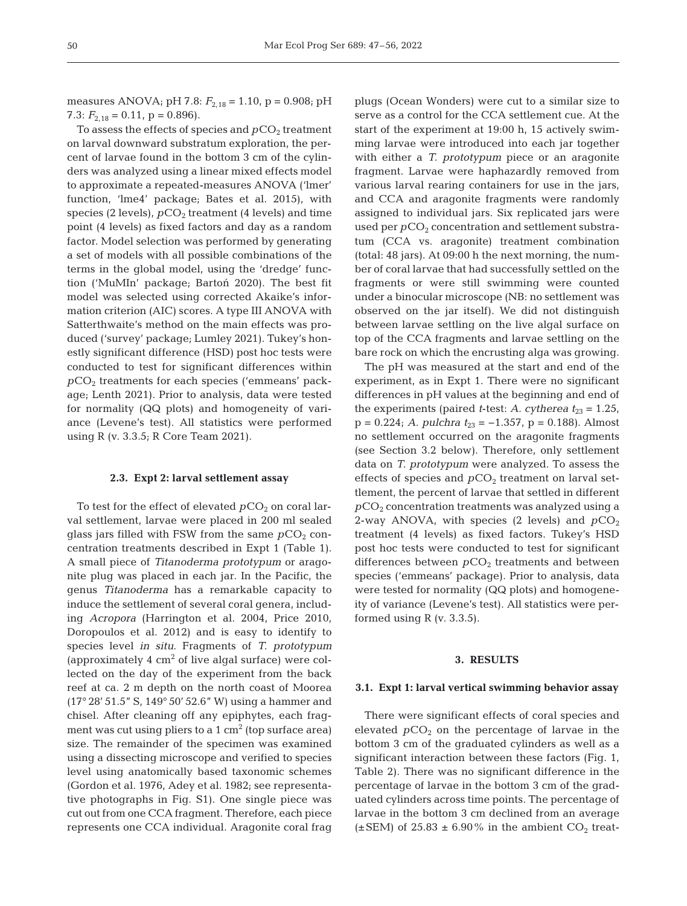measures ANOVA; pH 7.8: $F_{2,18}$ = 1.10, p = 0.908; pH 7.3: $F_{2,18}$ = 0.11, p = 0.896).

To assess the effects of species and $pCO_2$ treatment on larval downward substratum exploration, the percent of larvae found in the bottom 3 cm of the cylinders was analyzed using a linear mixed effects model to approximate a repeated-measures ANOVA ('lmer' function, 'lme4' package; Bates et al. 2015), with species (2 levels), $pCO_2$ treatment (4 levels) and time point (4 levels) as fixed factors and day as a random factor. Model selection was performed by generating a set of models with all possible combinations of the terms in the global model, using the 'dredge' function ('MuMIn' package; Bartoń 2020). The best fit model was selected using corrected Akaike's information criterion (AIC) scores. A type III ANOVA with Satterthwaite's method on the main effects was produced ('survey' package; Lumley 2021). Tukey's honestly significant difference (HSD) post hoc tests were conducted to test for significant differences within $pCO_2$ treatments for each species ('emmeans' package; Lenth 2021). Prior to analysis, data were tested for normality (QQ plots) and homogeneity of variance (Levene's test). All statistics were performed using R (v. 3.3.5; R Core Team 2021).

### 2.3. Expt 2: larval settlement assay

To test for the effect of elevated $pCO_2$ on coral larval settlement, larvae were placed in 200 ml sealed glass jars filled with FSW from the same $pCO_2$ concentration treatments described in Expt 1 (Table 1). A small piece of *Titanoderma prototypum* or aragonite plug was placed in each jar. In the Pacific, the genus *Titanoderma* has a remarkable capacity to induce the settlement of several coral genera, including *Acropora* (Harrington et al. 2004, Price 2010, Doropoulos et al. 2012) and is easy to identify to species level *in situ*. Fragments of *T. prototypum* (approximately 4 $cm^2$ of live algal surface) were collected on the day of the experiment from the back reef at ca. 2 m depth on the north coast of Moorea (17° 28′ 51.5″ S, 149° 50′ 52.6″ W) using a hammer and chisel. After cleaning off any epiphytes, each fragment was cut using pliers to a 1 $cm^2$ (top surface area) size. The remainder of the specimen was examined using a dissecting microscope and verified to species level using anatomically based taxonomic schemes (Gordon et al. 1976, Adey et al. 1982; see representative photographs in Fig. S1). One single piece was cut out from one CCA fragment. Therefore, each piece represents one CCA individual. Aragonite coral frag plugs (Ocean Wonders) were cut to a similar size to serve as a control for the CCA settlement cue. At the start of the experiment at 19:00 h, 15 actively swimming larvae were introduced into each jar together with either a *T. prototypum* piece or an aragonite fragment. Larvae were haphazardly removed from various larval rearing containers for use in the jars, and CCA and aragonite fragments were randomly assigned to individual jars. Six replicated jars were used per $pCO_2$ concentration and settlement substratum (CCA vs. aragonite) treatment combination (total: 48 jars). At 09:00 h the next morning, the number of coral larvae that had successfully settled on the fragments or were still swimming were counted under a binocular microscope (NB: no settlement was observed on the jar itself). We did not distinguish between larvae settling on the live algal surface on top of the CCA fragments and larvae settling on the bare rock on which the encrusting alga was growing.

The pH was measured at the start and end of the experiment, as in Expt 1. There were no significant differences in pH values at the beginning and end of the experiments (paired *t*-test: *A. cytherea* $t_{23}$ = 1.25, p = 0.224; *A. pulchra* $t_{23}$ = −1.357, p = 0.188). Almost no settlement occurred on the aragonite fragments (see Section 3.2 below). Therefore, only settlement data on *T. prototypum* were analyzed. To assess the effects of species and $pCO_2$ treatment on larval settlement, the percent of larvae that settled in different $pCO_2$ concentration treatments was analyzed using a 2-way ANOVA, with species (2 levels) and $pCO_2$ treatment (4 levels) as fixed factors. Tukey's HSD post hoc tests were conducted to test for significant differences between $pCO_2$ treatments and between species ('emmeans' package). Prior to analysis, data were tested for normality (QQ plots) and homogeneity of variance (Levene's test). All statistics were performed using R (v. 3.3.5).

## 3. RESULTS

### 3.1. Expt 1: larval vertical swimming behavior assay

There were significant effects of coral species and elevated $pCO_2$ on the percentage of larvae in the bottom 3 cm of the graduated cylinders as well as a significant interaction between these factors (Fig. 1, Table 2). There was no significant difference in the percentage of larvae in the bottom 3 cm of the graduated cylinders across time points. The percentage of larvae in the bottom 3 cm declined from an average (±SEM) of 25.83 ± 6.90% in the ambient $CO_2$ treat-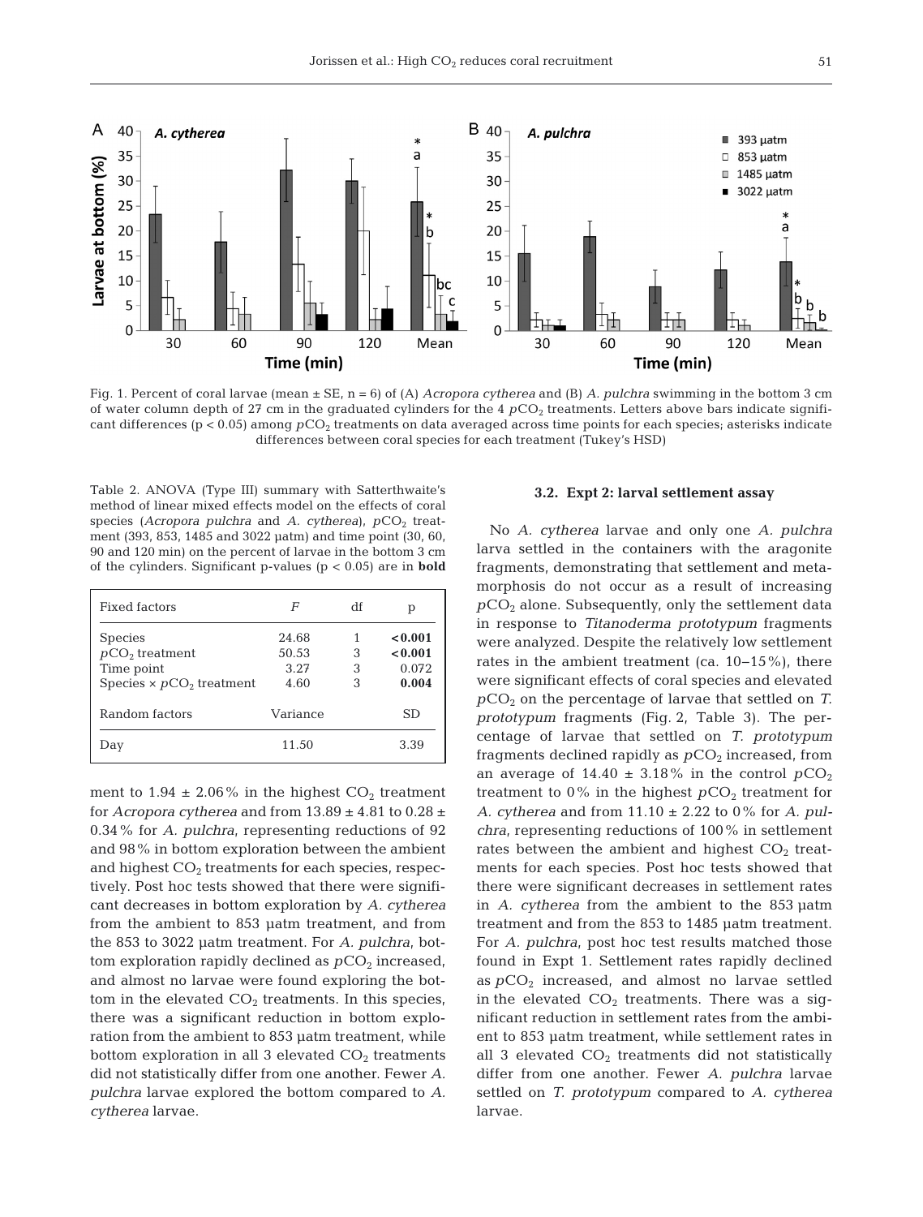Fig. 1. Percent of coral larvae (mean ± SE, n = 6) of (A) *Acropora cytherea* and (B) *A. pulchra* swimming in the bottom 3 cm of water column depth of 27 cm in the graduated cylinders for the 4 $pCO_2$ treatments. Letters above bars indicate significant differences ($p < 0.05$) among $pCO_2$ treatments on data averaged across time points for each species; asterisks indicate differences between coral species for each treatment (Tukey's HSD)

Table 2. ANOVA (Type III) summary with Satterthwaite's method of linear mixed effects model on the effects of coral species (*Acropora pulchra* and *A. cytherea*), $pCO_2$ treatment (393, 853, 1485 and 3022 µatm) and time point (30, 60, 90 and 120 min) on the percent of larvae in the bottom 3 cm of the cylinders. Significant p-values ($p < 0.05$) are in **bold**

| Fixed factors | $F$ | df | p |
|---|---|---|---|
| Species | 24.68 | 1 | **<0.001** |
| $pCO_2$ treatment | 50.53 | 3 | **<0.001** |
| Time point | 3.27 | 3 | 0.072 |
| Species × $pCO_2$ treatment | 4.60 | 3 | **0.004** |
| **Random factors** | **Variance** | | **SD** |
| Day | 11.50 | | 3.39 |

ment to 1.94 ± 2.06% in the highest $CO_2$ treatment for *Acropora cytherea* and from 13.89 ± 4.81 to 0.28 ± 0.34% for *A. pulchra*, representing reductions of 92 and 98% in bottom exploration between the ambient and highest $CO_2$ treatments for each species, respectively. Post hoc tests showed that there were significant decreases in bottom exploration by *A. cytherea* from the ambient to 853 µatm treatment, and from the 853 to 3022 µatm treatment. For *A. pulchra*, bottom exploration rapidly declined as $pCO_2$ increased, and almost no larvae were found exploring the bottom in the elevated $CO_2$ treatments. In this species, there was a significant reduction in bottom exploration from the ambient to 853 µatm treatment, while bottom exploration in all 3 elevated $CO_2$ treatments did not statistically differ from one another. Fewer *A. pulchra* larvae explored the bottom compared to *A. cytherea* larvae.

### 3.2. Expt 2: larval settlement assay

No *A. cytherea* larvae and only one *A. pulchra* larva settled in the containers with the aragonite fragments, demonstrating that settlement and metamorphosis do not occur as a result of increasing $pCO_2$ alone. Subsequently, only the settlement data in response to *Titanoderma prototypum* fragments were analyzed. Despite the relatively low settlement rates in the ambient treatment (ca. 10–15%), there were significant effects of coral species and elevated $pCO_2$ on the percentage of larvae that settled on *T. prototypum* fragments (Fig. 2, Table 3). The percentage of larvae that settled on *T. prototypum* fragments declined rapidly as $pCO_2$ increased, from an average of 14.40 ± 3.18% in the control $pCO_2$ treatment to 0% in the highest $pCO_2$ treatment for *A. cytherea* and from 11.10 ± 2.22 to 0% for *A. pulchra*, representing reductions of 100% in settlement rates between the ambient and highest $CO_2$ treatments for each species. Post hoc tests showed that there were significant decreases in settlement rates in *A. cytherea* from the ambient to the 853 µatm treatment and from the 853 to 1485 µatm treatment. For *A. pulchra*, post hoc test results matched those found in Expt 1. Settlement rates rapidly declined as $pCO_2$ increased, and almost no larvae settled in the elevated $CO_2$ treatments. There was a significant reduction in settlement rates from the ambient to 853 µatm treatment, while settlement rates in all 3 elevated $CO_2$ treatments did not statistically differ from one another. Fewer *A. pulchra* larvae settled on *T. prototypum* compared to *A. cytherea* larvae.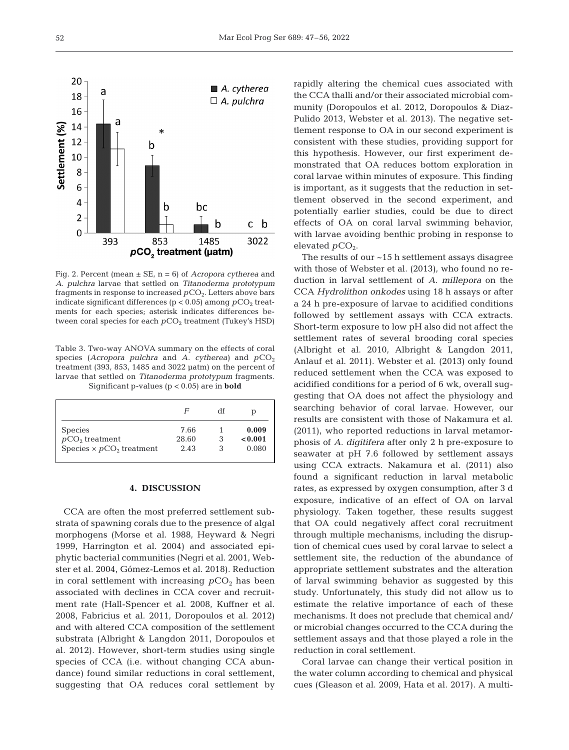Fig. 2. Percent (mean ± SE, n = 6) of *Acropora cytherea* and *A. pulchra* larvae that settled on *Titanoderma prototypum* fragments in response to increased $pCO_2$. Letters above bars indicate significant differences ($p < 0.05$) among $pCO_2$ treatments for each species; asterisk indicates differences between coral species for each $pCO_2$ treatment (Tukey's HSD)

Table 3. Two-way ANOVA summary on the effects of coral species (*Acropora pulchra* and *A. cytherea*) and $pCO_2$ treatment (393, 853, 1485 and 3022 µatm) on the percent of larvae that settled on *Titanoderma prototypum* fragments. Significant p-values ($p < 0.05$) are in **bold**

| | $F$ | df | p |
|---|---|---|---|
| Species | 7.66 | 1 | **0.009** |
| $pCO_2$ treatment | 28.60 | 3 | **<0.001** |
| Species × $pCO_2$ treatment | 2.43 | 3 | 0.080 |

## 4. DISCUSSION

CCA are often the most preferred settlement substrata of spawning corals due to the presence of algal morphogens (Morse et al. 1988, Heyward & Negri 1999, Harrington et al. 2004) and associated epiphytic bacterial communities (Negri et al. 2001, Webster et al. 2004, Gómez-Lemos et al. 2018). Reduction in coral settlement with increasing $pCO_2$ has been associated with declines in CCA cover and recruitment rate (Hall-Spencer et al. 2008, Kuffner et al. 2008, Fabricius et al. 2011, Doropoulos et al. 2012) and with altered CCA composition of the settlement substrata (Albright & Langdon 2011, Doropoulos et al. 2012). However, short-term studies using single species of CCA (i.e. without changing CCA abundance) found similar reductions in coral settlement, suggesting that OA reduces coral settlement by rapidly altering the chemical cues associated with the CCA thalli and/or their associated microbial community (Doropoulos et al. 2012, Doropoulos & Diaz-Pulido 2013, Webster et al. 2013). The negative settlement response to OA in our second experiment is consistent with these studies, providing support for this hypothesis. However, our first experiment demonstrated that OA reduces bottom exploration in coral larvae within minutes of exposure. This finding is important, as it suggests that the reduction in settlement observed in the second experiment, and potentially earlier studies, could be due to direct effects of OA on coral larval swimming behavior, with larvae avoiding benthic probing in response to elevated $pCO_2$.

The results of our ~15 h settlement assays disagree with those of Webster et al. (2013), who found no reduction in larval settlement of *A. millepora* on the CCA *Hydrolithon onkodes* using 18 h assays or after a 24 h pre-exposure of larvae to acidified conditions followed by settlement assays with CCA extracts. Short-term exposure to low pH also did not affect the settlement rates of several brooding coral species (Albright et al. 2010, Albright & Langdon 2011, Anlauf et al. 2011). Webster et al. (2013) only found reduced settlement when the CCA was exposed to acidified conditions for a period of 6 wk, overall suggesting that OA does not affect the physiology and searching behavior of coral larvae. However, our results are consistent with those of Nakamura et al. (2011), who reported reductions in larval metamorphosis of *A. digitifera* after only 2 h pre-exposure to seawater at pH 7.6 followed by settlement assays using CCA extracts. Nakamura et al. (2011) also found a significant reduction in larval metabolic rates, as expressed by oxygen consumption, after 3 d exposure, indicative of an effect of OA on larval physiology. Taken together, these results suggest that OA could negatively affect coral recruitment through multiple mechanisms, including the disruption of chemical cues used by coral larvae to select a settlement site, the reduction of the abundance of appropriate settlement substrates and the alteration of larval swimming behavior as suggested by this study. Unfortunately, this study did not allow us to estimate the relative importance of each of these mechanisms. It does not preclude that chemical and/or microbial changes occurred to the CCA during the settlement assays and that those played a role in the reduction in coral settlement.

Coral larvae can change their vertical position in the water column according to chemical and physical cues (Gleason et al. 2009, Hata et al. 2017). A multi-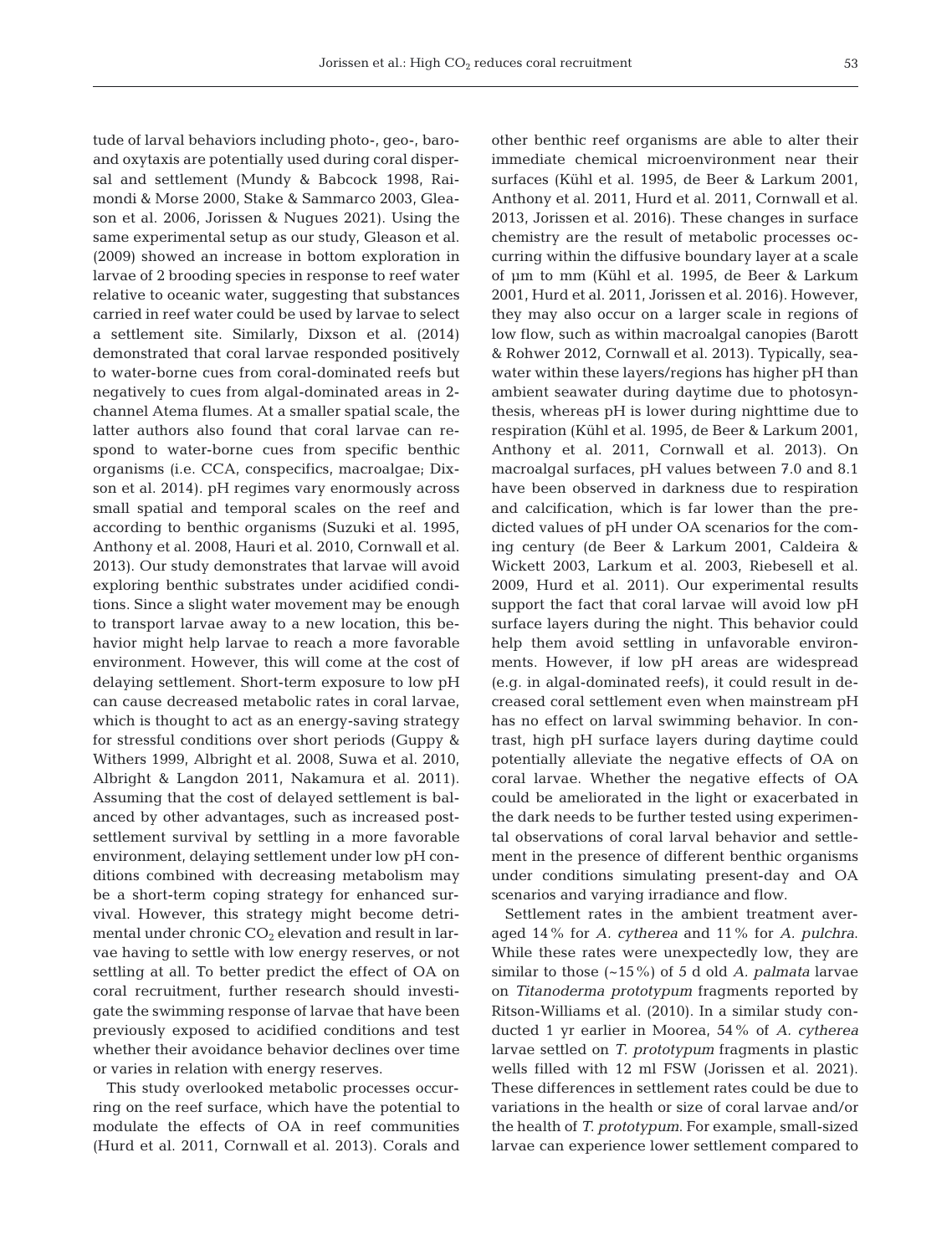tude of larval behaviors including photo-, geo-, baro- and oxytaxis are potentially used during coral dispersal and settlement (Mundy & Babcock 1998, Raimondi & Morse 2000, Stake & Sammarco 2003, Gleason et al. 2006, Jorissen & Nugues 2021). Using the same experimental setup as our study, Gleason et al. (2009) showed an increase in bottom exploration in larvae of 2 brooding species in response to reef water relative to oceanic water, suggesting that substances carried in reef water could be used by larvae to select a settlement site. Similarly, Dixson et al. (2014) demonstrated that coral larvae responded positively to water-borne cues from coral-dominated reefs but negatively to cues from algal-dominated areas in 2-channel Atema flumes. At a smaller spatial scale, the latter authors also found that coral larvae can respond to water-borne cues from specific benthic organisms (i.e. CCA, conspecifics, macroalgae; Dixson et al. 2014). pH regimes vary enormously across small spatial and temporal scales on the reef and according to benthic organisms (Suzuki et al. 1995, Anthony et al. 2008, Hauri et al. 2010, Cornwall et al. 2013). Our study demonstrates that larvae will avoid exploring benthic substrates under acidified conditions. Since a slight water movement may be enough to transport larvae away to a new location, this behavior might help larvae to reach a more favorable environment. However, this will come at the cost of delaying settlement. Short-term exposure to low pH can cause decreased metabolic rates in coral larvae, which is thought to act as an energy-saving strategy for stressful conditions over short periods (Guppy & Withers 1999, Albright et al. 2008, Suwa et al. 2010, Albright & Langdon 2011, Nakamura et al. 2011). Assuming that the cost of delayed settlement is balanced by other advantages, such as increased post-settlement survival by settling in a more favorable environment, delaying settlement under low pH conditions combined with decreasing metabolism may be a short-term coping strategy for enhanced survival. However, this strategy might become detrimental under chronic $CO_2$ elevation and result in larvae having to settle with low energy reserves, or not settling at all. To better predict the effect of OA on coral recruitment, further research should investigate the swimming response of larvae that have been previously exposed to acidified conditions and test whether their avoidance behavior declines over time or varies in relation with energy reserves.

This study overlooked metabolic processes occurring on the reef surface, which have the potential to modulate the effects of OA in reef communities (Hurd et al. 2011, Cornwall et al. 2013). Corals and other benthic reef organisms are able to alter their immediate chemical microenvironment near their surfaces (Kühl et al. 1995, de Beer & Larkum 2001, Anthony et al. 2011, Hurd et al. 2011, Cornwall et al. 2013, Jorissen et al. 2016). These changes in surface chemistry are the result of metabolic processes occurring within the diffusive boundary layer at a scale of µm to mm (Kühl et al. 1995, de Beer & Larkum 2001, Hurd et al. 2011, Jorissen et al. 2016). However, they may also occur on a larger scale in regions of low flow, such as within macroalgal canopies (Barott & Rohwer 2012, Cornwall et al. 2013). Typically, seawater within these layers/regions has higher pH than ambient seawater during daytime due to photosynthesis, whereas pH is lower during nighttime due to respiration (Kühl et al. 1995, de Beer & Larkum 2001, Anthony et al. 2011, Cornwall et al. 2013). On macroalgal surfaces, pH values between 7.0 and 8.1 have been observed in darkness due to respiration and calcification, which is far lower than the predicted values of pH under OA scenarios for the coming century (de Beer & Larkum 2001, Caldeira & Wickett 2003, Larkum et al. 2003, Riebesell et al. 2009, Hurd et al. 2011). Our experimental results support the fact that coral larvae will avoid low pH surface layers during the night. This behavior could help them avoid settling in unfavorable environments. However, if low pH areas are widespread (e.g. in algal-dominated reefs), it could result in decreased coral settlement even when mainstream pH has no effect on larval swimming behavior. In contrast, high pH surface layers during daytime could potentially alleviate the negative effects of OA on coral larvae. Whether the negative effects of OA could be ameliorated in the light or exacerbated in the dark needs to be further tested using experimental observations of coral larval behavior and settlement in the presence of different benthic organisms under conditions simulating present-day and OA scenarios and varying irradiance and flow.

Settlement rates in the ambient treatment averaged 14% for *A. cytherea* and 11% for *A. pulchra*. While these rates were unexpectedly low, they are similar to those (~15%) of 5 d old *A. palmata* larvae on *Titanoderma prototypum* fragments reported by Ritson-Williams et al. (2010). In a similar study conducted 1 yr earlier in Moorea, 54% of *A. cytherea* larvae settled on *T. prototypum* fragments in plastic wells filled with 12 ml FSW (Jorissen et al. 2021). These differences in settlement rates could be due to variations in the health or size of coral larvae and/or the health of *T. prototypum*. For example, small-sized larvae can experience lower settlement compared to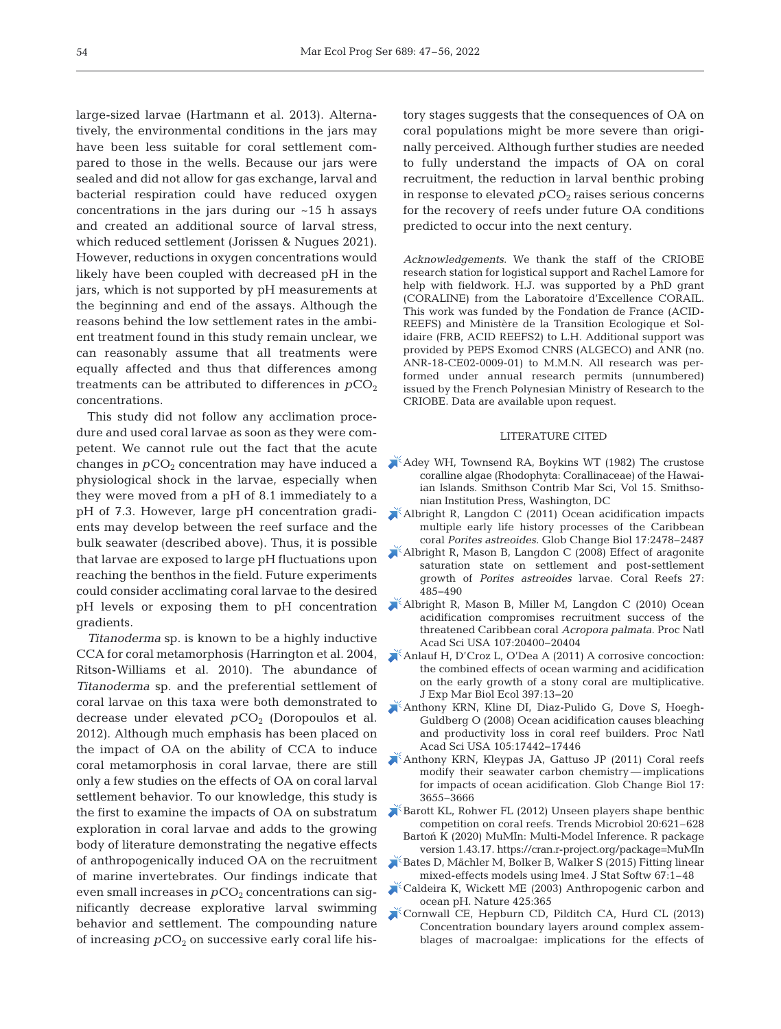large-sized larvae (Hartmann et al. 2013). Alternatively, the environmental conditions in the jars may have been less suitable for coral settlement compared to those in the wells. Because our jars were sealed and did not allow for gas exchange, larval and bacterial respiration could have reduced oxygen concentrations in the jars during our ~15 h assays and created an additional source of larval stress, which reduced settlement (Jorissen & Nugues 2021). However, reductions in oxygen concentrations would likely have been coupled with decreased pH in the jars, which is not supported by pH measurements at the beginning and end of the assays. Although the reasons behind the low settlement rates in the ambient treatment found in this study remain unclear, we can reasonably assume that all treatments were equally affected and thus that differences among treatments can be attributed to differences in $pCO_2$ concentrations.

This study did not follow any acclimation procedure and used coral larvae as soon as they were competent. We cannot rule out the fact that the acute changes in $pCO_2$ concentration may have induced a physiological shock in the larvae, especially when they were moved from a pH of 8.1 immediately to a pH of 7.3. However, large pH concentration gradients may develop between the reef surface and the bulk seawater (described above). Thus, it is possible that larvae are exposed to large pH fluctuations upon reaching the benthos in the field. Future experiments could consider acclimating coral larvae to the desired pH levels or exposing them to pH concentration gradients.

*Titanoderma* sp. is known to be a highly inductive CCA for coral metamorphosis (Harrington et al. 2004, Ritson-Williams et al. 2010). The abundance of *Titanoderma* sp. and the preferential settlement of coral larvae on this taxa were both demonstrated to decrease under elevated $pCO_2$ (Doropoulos et al. 2012). Although much emphasis has been placed on the impact of OA on the ability of CCA to induce coral metamorphosis in coral larvae, there are still only a few studies on the effects of OA on coral larval settlement behavior. To our knowledge, this study is the first to examine the impacts of OA on substratum exploration in coral larvae and adds to the growing body of literature demonstrating the negative effects of anthropogenically induced OA on the recruitment of marine invertebrates. Our findings indicate that even small increases in $pCO_2$ concentrations can significantly decrease explorative larval swimming behavior and settlement. The compounding nature of increasing $pCO_2$ on successive early coral life history stages suggests that the consequences of OA on coral populations might be more severe than originally perceived. Although further studies are needed to fully understand the impacts of OA on coral recruitment, the reduction in larval benthic probing in response to elevated $pCO_2$ raises serious concerns for the recovery of reefs under future OA conditions predicted to occur into the next century.

*Acknowledgements*. We thank the staff of the CRIOBE research station for logistical support and Rachel Lamore for help with fieldwork. H.J. was supported by a PhD grant (CORALINE) from the Laboratoire d'Excellence CORAIL. This work was funded by the Fondation de France (ACID-REEFS) and Ministère de la Transition Ecologique et Solidaire (FRB, ACID REEFS2) to L.H. Additional support was provided by PEPS Exomod CNRS (ALGECO) and ANR (no. ANR-18-CE02-0009-01) to M.M.N. All research was performed under annual research permits (unnumbered) issued by the French Polynesian Ministry of Research to the CRIOBE. Data are available upon request.

## LITERATURE CITED

- Adey WH, Townsend RA, Boykins WT (1982) The crustose coralline algae (Rhodophyta: Corallinaceae) of the Hawaiian Islands. Smithson Contrib Mar Sci, Vol 15. Smithsonian Institution Press, Washington, DC
- Albright R, Langdon C (2011) Ocean acidification impacts multiple early life history processes of the Caribbean coral *Porites astreoides*. Glob Change Biol 17:2478–2487
- Albright R, Mason B, Langdon C (2008) Effect of aragonite saturation state on settlement and post-settlement growth of *Porites astreoides* larvae. Coral Reefs 27: 485–490
- Albright R, Mason B, Miller M, Langdon C (2010) Ocean acidification compromises recruitment success of the threatened Caribbean coral *Acropora palmata*. Proc Natl Acad Sci USA 107:20400–20404
- Anlauf H, D'Croz L, O'Dea A (2011) A corrosive concoction: the combined effects of ocean warming and acidification on the early growth of a stony coral are multiplicative. J Exp Mar Biol Ecol 397:13–20
- Anthony KRN, Kline DI, Diaz-Pulido G, Dove S, Hoegh-Guldberg O (2008) Ocean acidification causes bleaching and productivity loss in coral reef builders. Proc Natl Acad Sci USA 105:17442–17446
- Anthony KRN, Kleypas JA, Gattuso JP (2011) Coral reefs modify their seawater carbon chemistry — implications for impacts of ocean acidification. Glob Change Biol 17: 3655–3666
- Barott KL, Rohwer FL (2012) Unseen players shape benthic competition on coral reefs. Trends Microbiol 20:621–628
- Bartoń K (2020) MuMIn: Multi-Model Inference. R package version 1.43.17. https://cran.r-project.org/package=MuMIn
- Bates D, Mächler M, Bolker B, Walker S (2015) Fitting linear mixed-effects models using lme4. J Stat Softw 67:1–48
- Caldeira K, Wickett ME (2003) Anthropogenic carbon and ocean pH. Nature 425:365
- Cornwall CE, Hepburn CD, Pilditch CA, Hurd CL (2013) Concentration boundary layers around complex assemblages of macroalgae: implications for the effects of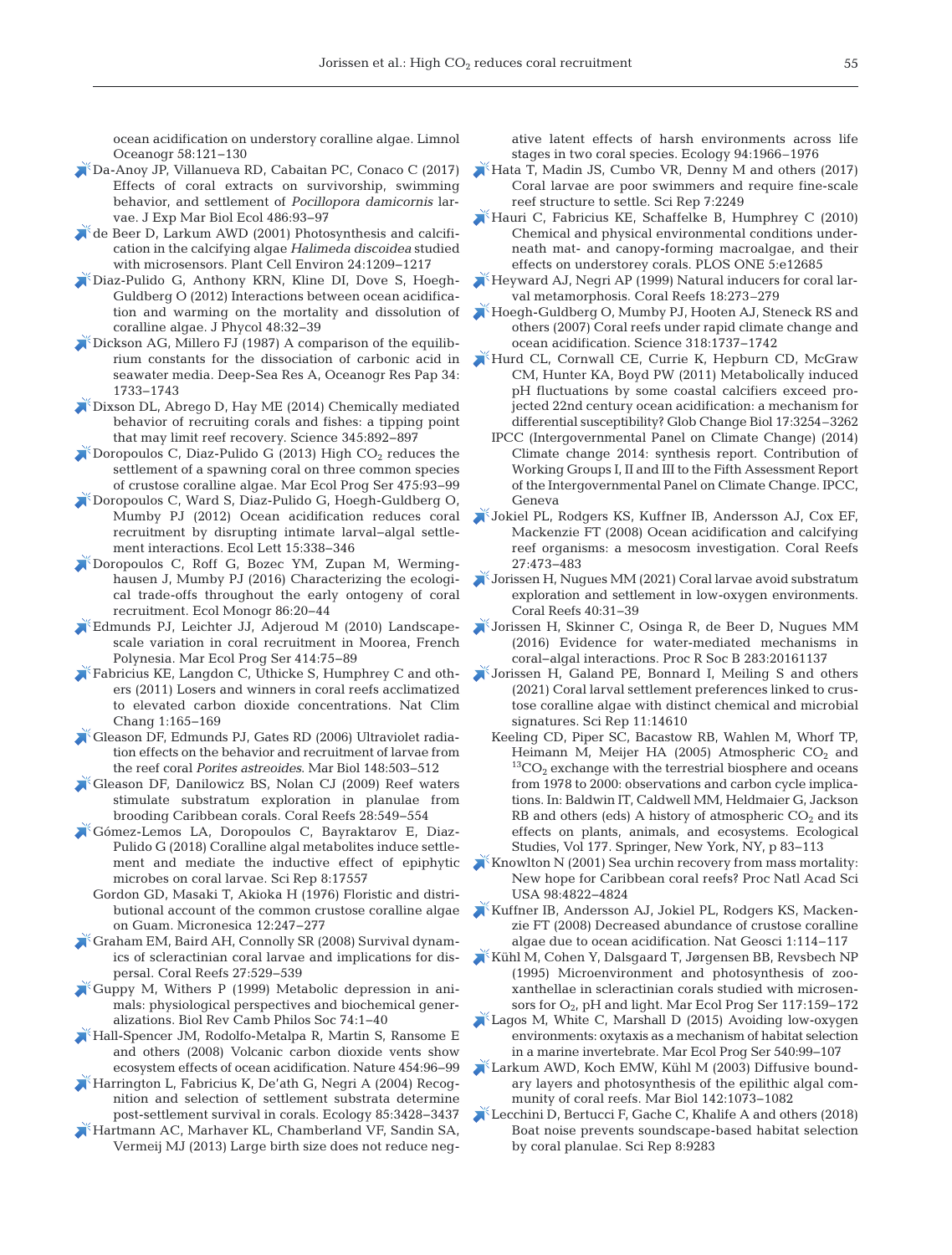ocean acidification on understory coralline algae. Limnol Oceanogr 58:121–130

Da-Anoy JP, Villanueva RD, Cabaitan PC, Conaco C (2017) Effects of coral extracts on survivorship, swimming behavior, and settlement of *Pocillopora damicornis* larvae. J Exp Mar Biol Ecol 486:93–97

de Beer D, Larkum AWD (2001) Photosynthesis and calcification in the calcifying algae *Halimeda discoidea* studied with microsensors. Plant Cell Environ 24:1209–1217

Diaz-Pulido G, Anthony KRN, Kline DI, Dove S, Hoegh-Guldberg O (2012) Interactions between ocean acidification and warming on the mortality and dissolution of coralline algae. J Phycol 48:32–39

Dickson AG, Millero FJ (1987) A comparison of the equilibrium constants for the dissociation of carbonic acid in seawater media. Deep-Sea Res A, Oceanogr Res Pap 34: 1733–1743

Dixson DL, Abrego D, Hay ME (2014) Chemically mediated behavior of recruiting corals and fishes: a tipping point that may limit reef recovery. Science 345:892–897

Doropoulos C, Diaz-Pulido G (2013) High $CO_2$ reduces the settlement of a spawning coral on three common species of crustose coralline algae. Mar Ecol Prog Ser 475:93–99

Doropoulos C, Ward S, Diaz-Pulido G, Hoegh-Guldberg O, Mumby PJ (2012) Ocean acidification reduces coral recruitment by disrupting intimate larval–algal settlement interactions. Ecol Lett 15:338–346

Doropoulos C, Roff G, Bozec YM, Zupan M, Werminghausen J, Mumby PJ (2016) Characterizing the ecological trade-offs throughout the early ontogeny of coral recruitment. Ecol Monogr 86:20–44

Edmunds PJ, Leichter JJ, Adjeroud M (2010) Landscape-scale variation in coral recruitment in Moorea, French Polynesia. Mar Ecol Prog Ser 414:75–89

Fabricius KE, Langdon C, Uthicke S, Humphrey C and others (2011) Losers and winners in coral reefs acclimatized to elevated carbon dioxide concentrations. Nat Clim Chang 1:165–169

Gleason DF, Edmunds PJ, Gates RD (2006) Ultraviolet radiation effects on the behavior and recruitment of larvae from the reef coral *Porites astreoides*. Mar Biol 148:503–512

Gleason DF, Danilowicz BS, Nolan CJ (2009) Reef waters stimulate substratum exploration in planulae from brooding Caribbean corals. Coral Reefs 28:549–554

Gómez-Lemos LA, Doropoulos C, Bayraktarov E, Diaz-Pulido G (2018) Coralline algal metabolites induce settlement and mediate the inductive effect of epiphytic microbes on coral larvae. Sci Rep 8:17557

Gordon GD, Masaki T, Akioka H (1976) Floristic and distributional account of the common crustose coralline algae on Guam. Micronesica 12:247–277

Graham EM, Baird AH, Connolly SR (2008) Survival dynamics of scleractinian coral larvae and implications for dispersal. Coral Reefs 27:529–539

Guppy M, Withers P (1999) Metabolic depression in animals: physiological perspectives and biochemical generalizations. Biol Rev Camb Philos Soc 74:1–40

Hall-Spencer JM, Rodolfo-Metalpa R, Martin S, Ransome E and others (2008) Volcanic carbon dioxide vents show ecosystem effects of ocean acidification. Nature 454:96–99

Harrington L, Fabricius K, De'ath G, Negri A (2004) Recognition and selection of settlement substrata determine post-settlement survival in corals. Ecology 85:3428–3437

Hartmann AC, Marhaver KL, Chamberland VF, Sandin SA, Vermeij MJ (2013) Large birth size does not reduce negative latent effects of harsh environments across life stages in two coral species. Ecology 94:1966–1976

Hata T, Madin JS, Cumbo VR, Denny M and others (2017) Coral larvae are poor swimmers and require fine-scale reef structure to settle. Sci Rep 7:2249

Hauri C, Fabricius KE, Schaffelke B, Humphrey C (2010) Chemical and physical environmental conditions underneath mat- and canopy-forming macroalgae, and their effects on understory corals. PLOS ONE 5:e12685

Heyward AJ, Negri AP (1999) Natural inducers for coral larval metamorphosis. Coral Reefs 18:273–279

Hoegh-Guldberg O, Mumby PJ, Hooten AJ, Steneck RS and others (2007) Coral reefs under rapid climate change and ocean acidification. Science 318:1737–1742

Hurd CL, Cornwall CE, Currie K, Hepburn CD, McGraw CM, Hunter KA, Boyd PW (2011) Metabolically induced pH fluctuations by some coastal calcifiers exceed projected 22nd century ocean acidification: a mechanism for differential susceptibility? Glob Change Biol 17:3254–3262

IPCC (Intergovernmental Panel on Climate Change) (2014) Climate change 2014: synthesis report. Contribution of Working Groups I, II and III to the Fifth Assessment Report of the Intergovernmental Panel on Climate Change. IPCC, Geneva

Jokiel PL, Rodgers KS, Kuffner IB, Andersson AJ, Cox EF, Mackenzie FT (2008) Ocean acidification and calcifying reef organisms: a mesocosm investigation. Coral Reefs 27:473–483

Jorissen H, Nugues MM (2021) Coral larvae avoid substratum exploration and settlement in low-oxygen environments. Coral Reefs 40:31–39

Jorissen H, Skinner C, Osinga R, de Beer D, Nugues MM (2016) Evidence for water-mediated mechanisms in coral–algal interactions. Proc R Soc B 283:20161137

Jorissen H, Galand PE, Bonnard I, Meiling S and others (2021) Coral larval settlement preferences linked to crustose coralline algae with distinct chemical and microbial signatures. Sci Rep 11:14610

Keeling CD, Piper SC, Bacastow RB, Wahlen M, Whorf TP, Heimann M, Meijer HA (2005) Atmospheric $CO_2$ and $^{13}CO_2$ exchange with the terrestrial biosphere and oceans from 1978 to 2000: observations and carbon cycle implications. In: Baldwin IT, Caldwell MM, Heldmaier G, Jackson RB and others (eds) A history of atmospheric $CO_2$ and its effects on plants, animals, and ecosystems. Ecological Studies, Vol 177. Springer, New York, NY, p 83–113

Knowlton N (2001) Sea urchin recovery from mass mortality: New hope for Caribbean coral reefs? Proc Natl Acad Sci USA 98:4822–4824

Kuffner IB, Andersson AJ, Jokiel PL, Rodgers KS, Mackenzie FT (2008) Decreased abundance of crustose coralline algae due to ocean acidification. Nat Geosci 1:114–117

Kühl M, Cohen Y, Dalsgaard T, Jørgensen BB, Revsbech NP (1995) Microenvironment and photosynthesis of zooxanthellae in scleractinian corals studied with microsensors for $O_2$, pH and light. Mar Ecol Prog Ser 117:159–172

Lagos M, White C, Marshall D (2015) Avoiding low-oxygen environments: oxytaxis as a mechanism of habitat selection in a marine invertebrate. Mar Ecol Prog Ser 540:99–107

Larkum AWD, Koch EMW, Kühl M (2003) Diffusive boundary layers and photosynthesis of the epilithic algal community of coral reefs. Mar Biol 142:1073–1082

Lecchini D, Bertucci F, Gache C, Khalife A and others (2018) Boat noise prevents soundscape-based habitat selection by coral planulae. Sci Rep 8:9283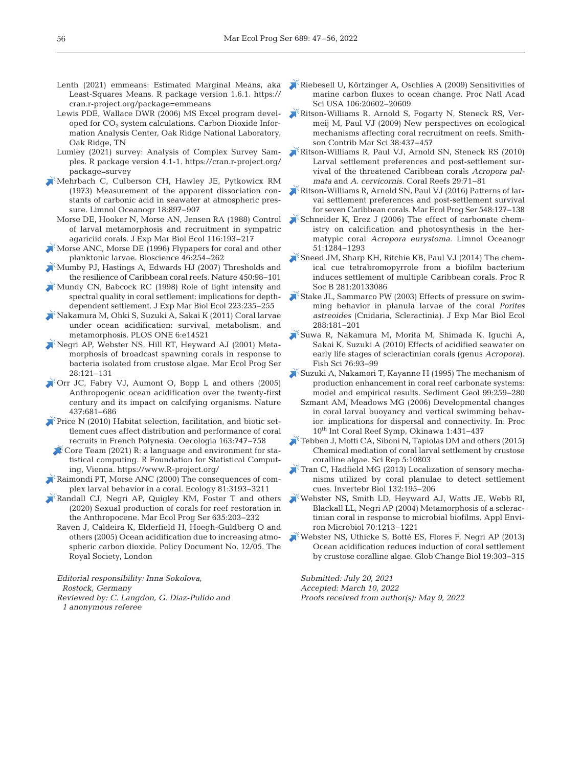Lenth (2021) emmeans: Estimated Marginal Means, aka Least-Squares Means. R package version 1.6.1. https://cran.r-project.org/package=emmeans

Lewis PDE, Wallace DWR (2006) MS Excel program developed for $CO_2$ system calculations. Carbon Dioxide Information Analysis Center, Oak Ridge National Laboratory, Oak Ridge, TN

Lumley (2021) survey: Analysis of Complex Survey Samples. R package version 4.1-1. https://cran.r-project.org/package=survey

Mehrbach C, Culberson CH, Hawley JE, Pytkowicx RM (1973) Measurement of the apparent dissociation constants of carbonic acid in seawater at atmospheric pressure. Limnol Oceanogr 18:897−907

Morse DE, Hooker N, Morse AN, Jensen RA (1988) Control of larval metamorphosis and recruitment in sympatric agariciid corals. J Exp Mar Biol Ecol 116:193−217

Morse ANC, Morse DE (1996) Flypapers for coral and other planktonic larvae. Bioscience 46:254−262

Mumby PJ, Hastings A, Edwards HJ (2007) Thresholds and the resilience of Caribbean coral reefs. Nature 450:98−101

Mundy CN, Babcock RC (1998) Role of light intensity and spectral quality in coral settlement: implications for depth-dependent settlement. J Exp Mar Biol Ecol 223:235−255

Nakamura M, Ohki S, Suzuki A, Sakai K (2011) Coral larvae under ocean acidification: survival, metabolism, and metamorphosis. PLOS ONE 6:e14521

Negri AP, Webster NS, Hill RT, Heyward AJ (2001) Metamorphosis of broadcast spawning corals in response to bacteria isolated from crustose algae. Mar Ecol Prog Ser 28:121−131

Orr JC, Fabry VJ, Aumont O, Bopp L and others (2005) Anthropogenic ocean acidification over the twenty-first century and its impact on calcifying organisms. Nature 437:681−686

Price N (2010) Habitat selection, facilitation, and biotic settlement cues affect distribution and performance of coral recruits in French Polynesia. Oecologia 163:747−758

R Core Team (2021) R: a language and environment for statistical computing. R Foundation for Statistical Computing, Vienna. https://www.R-project.org/

Raimondi PT, Morse ANC (2000) The consequences of complex larval behavior in a coral. Ecology 81:3193−3211

Randall CJ, Negri AP, Quigley KM, Foster T and others (2020) Sexual production of corals for reef restoration in the Anthropocene. Mar Ecol Prog Ser 635:203−232

Raven J, Caldeira K, Elderfield H, Hoegh-Guldberg O and others (2005) Ocean acidification due to increasing atmospheric carbon dioxide. Policy Document No. 12/05. The Royal Society, London

Riebesell U, Körtzinger A, Oschlies A (2009) Sensitivities of marine carbon fluxes to ocean change. Proc Natl Acad Sci USA 106:20602−20609

Ritson-Williams R, Arnold S, Fogarty N, Steneck RS, Vermeij M, Paul VJ (2009) New perspectives on ecological mechanisms affecting coral recruitment on reefs. Smithson Contrib Mar Sci 38:437−457

Ritson-Williams R, Paul VJ, Arnold SN, Steneck RS (2010) Larval settlement preferences and post-settlement survival of the threatened Caribbean corals *Acropora palmata* and *A. cervicornis*. Coral Reefs 29:71−81

Ritson-Williams R, Arnold SN, Paul VJ (2016) Patterns of larval settlement preferences and post-settlement survival for seven Caribbean corals. Mar Ecol Prog Ser 548:127−138

Schneider K, Erez J (2006) The effect of carbonate chemistry on calcification and photosynthesis in the hermatypic coral *Acropora eurystoma*. Limnol Oceanogr 51:1284−1293

Sneed JM, Sharp KH, Ritchie KB, Paul VJ (2014) The chemical cue tetrabromopyrrole from a biofilm bacterium induces settlement of multiple Caribbean corals. Proc R Soc B 281:20133086

Stake JL, Sammarco PW (2003) Effects of pressure on swimming behavior in planula larvae of the coral *Porites astreoides* (Cnidaria, Scleractinia). J Exp Mar Biol Ecol 288:181−201

Suwa R, Nakamura M, Morita M, Shimada K, Iguchi A, Sakai K, Suzuki A (2010) Effects of acidified seawater on early life stages of scleractinian corals (genus *Acropora*). Fish Sci 76:93−99

Suzuki A, Nakamori T, Kayanne H (1995) The mechanism of production enhancement in coral reef carbonate systems: model and empirical results. Sediment Geol 99:259−280

Szmant AM, Meadows MG (2006) Developmental changes in coral larval buoyancy and vertical swimming behavior: implications for dispersal and connectivity. In: Proc 10th Int Coral Reef Symp, Okinawa 1:431−437

Tebben J, Motti CA, Siboni N, Tapiolas DM and others (2015) Chemical mediation of coral larval settlement by crustose coralline algae. Sci Rep 5:10803

Tran C, Hadfield MG (2013) Localization of sensory mechanisms utilized by coral planulae to detect settlement cues. Invertebr Biol 132:195−206

Webster NS, Smith LD, Heyward AJ, Watts JE, Webb RI, Blackall LL, Negri AP (2004) Metamorphosis of a scleractinian coral in response to microbial biofilms. Appl Environ Microbiol 70:1213−1221

Webster NS, Uthicke S, Botté ES, Flores F, Negri AP (2013) Ocean acidification reduces induction of coral settlement by crustose coralline algae. Glob Change Biol 19:303−315

*Editorial responsibility: Inna Sokolova, Rostock, Germany*
*Reviewed by: C. Langdon, G. Diaz-Pulido and 1 anonymous referee*

*Submitted: July 20, 2021*
*Accepted: March 10, 2022*
*Proofs received from author(s): May 9, 2022*